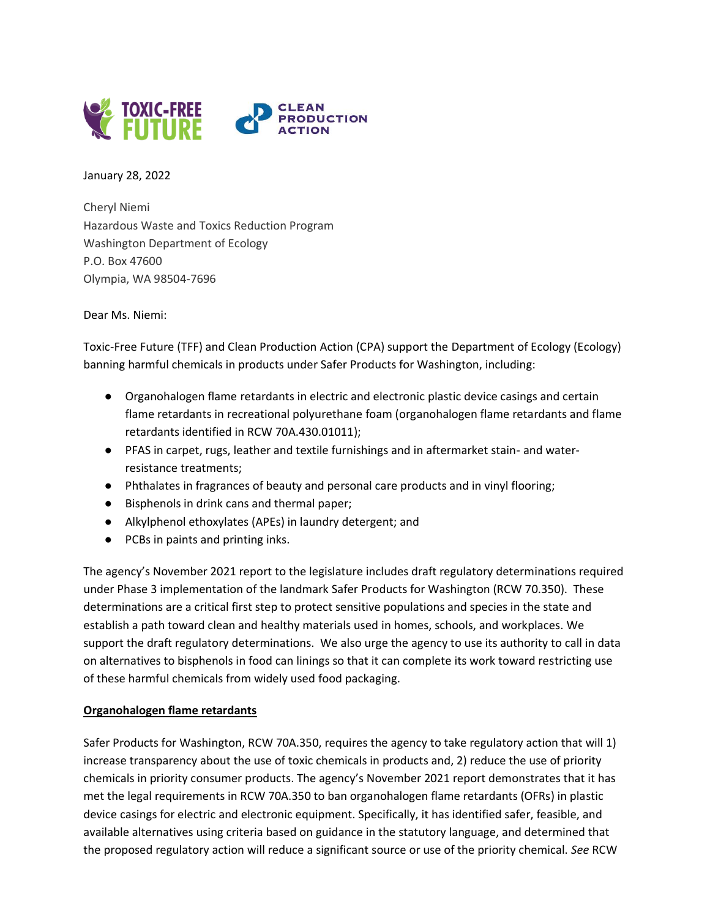TOXIC-FREE FUTURE CLEAN PRODUCTION ACTION

January 28, 2022

Cheryl Niemi
Hazardous Waste and Toxics Reduction Program
Washington Department of Ecology
P.O. Box 47600
Olympia, WA 98504-7696

Dear Ms. Niemi:

Toxic-Free Future (TFF) and Clean Production Action (CPA) support the Department of Ecology (Ecology) banning harmful chemicals in products under Safer Products for Washington, including:

- Organohalogen flame retardants in electric and electronic plastic device casings and certain flame retardants in recreational polyurethane foam (organohalogen flame retardants and flame retardants identified in RCW 70A.430.01011);
- PFAS in carpet, rugs, leather and textile furnishings and in aftermarket stain- and water-resistance treatments;
- Phthalates in fragrances of beauty and personal care products and in vinyl flooring;
- Bisphenols in drink cans and thermal paper;
- Alkylphenol ethoxylates (APEs) in laundry detergent; and
- PCBs in paints and printing inks.

The agency's November 2021 report to the legislature includes draft regulatory determinations required under Phase 3 implementation of the landmark Safer Products for Washington (RCW 70.350). These determinations are a critical first step to protect sensitive populations and species in the state and establish a path toward clean and healthy materials used in homes, schools, and workplaces. We support the draft regulatory determinations. We also urge the agency to use its authority to call in data on alternatives to bisphenols in food can linings so that it can complete its work toward restricting use of these harmful chemicals from widely used food packaging.

**Organohalogen flame retardants**

Safer Products for Washington, RCW 70A.350, requires the agency to take regulatory action that will 1) increase transparency about the use of toxic chemicals in products and, 2) reduce the use of priority chemicals in priority consumer products. The agency's November 2021 report demonstrates that it has met the legal requirements in RCW 70A.350 to ban organohalogen flame retardants (OFRs) in plastic device casings for electric and electronic equipment. Specifically, it has identified safer, feasible, and available alternatives using criteria based on guidance in the statutory language, and determined that the proposed regulatory action will reduce a significant source or use of the priority chemical. *See* RCW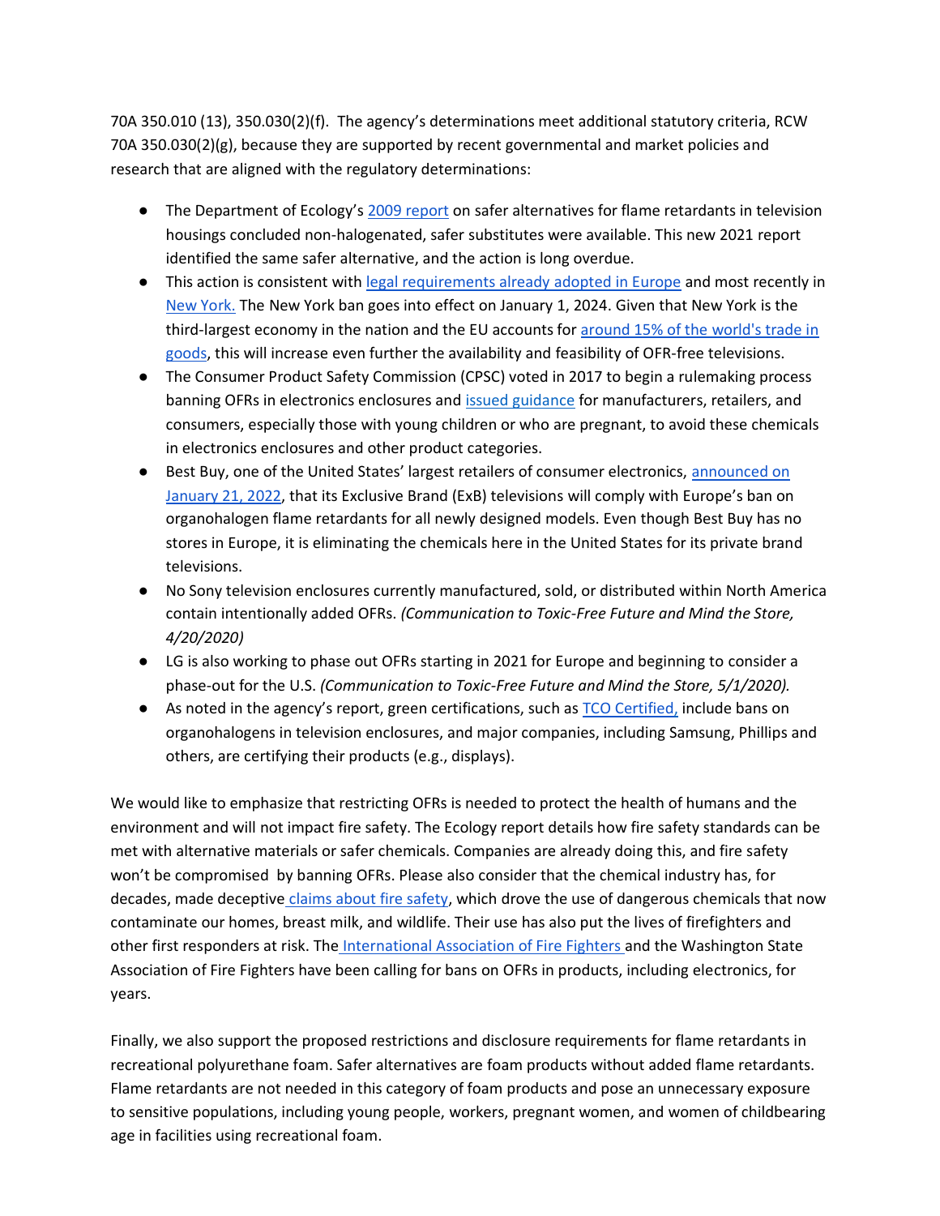70A 350.010 (13), 350.030(2)(f). The agency's determinations meet additional statutory criteria, RCW 70A 350.030(2)(g), because they are supported by recent governmental and market policies and research that are aligned with the regulatory determinations:

- The Department of Ecology's 2009 report on safer alternatives for flame retardants in television housings concluded non-halogenated, safer substitutes were available. This new 2021 report identified the same safer alternative, and the action is long overdue.
- This action is consistent with legal requirements already adopted in Europe and most recently in New York. The New York ban goes into effect on January 1, 2024. Given that New York is the third-largest economy in the nation and the EU accounts for around 15% of the world's trade in goods, this will increase even further the availability and feasibility of OFR-free televisions.
- The Consumer Product Safety Commission (CPSC) voted in 2017 to begin a rulemaking process banning OFRs in electronics enclosures and issued guidance for manufacturers, retailers, and consumers, especially those with young children or who are pregnant, to avoid these chemicals in electronics enclosures and other product categories.
- Best Buy, one of the United States' largest retailers of consumer electronics, announced on January 21, 2022, that its Exclusive Brand (ExB) televisions will comply with Europe's ban on organohalogen flame retardants for all newly designed models. Even though Best Buy has no stores in Europe, it is eliminating the chemicals here in the United States for its private brand televisions.
- No Sony television enclosures currently manufactured, sold, or distributed within North America contain intentionally added OFRs. *(Communication to Toxic-Free Future and Mind the Store, 4/20/2020)*
- LG is also working to phase out OFRs starting in 2021 for Europe and beginning to consider a phase-out for the U.S. *(Communication to Toxic-Free Future and Mind the Store, 5/1/2020).*
- As noted in the agency's report, green certifications, such as TCO Certified, include bans on organohalogens in television enclosures, and major companies, including Samsung, Phillips and others, are certifying their products (e.g., displays).

We would like to emphasize that restricting OFRs is needed to protect the health of humans and the environment and will not impact fire safety. The Ecology report details how fire safety standards can be met with alternative materials or safer chemicals. Companies are already doing this, and fire safety won't be compromised by banning OFRs. Please also consider that the chemical industry has, for decades, made deceptive claims about fire safety, which drove the use of dangerous chemicals that now contaminate our homes, breast milk, and wildlife. Their use has also put the lives of firefighters and other first responders at risk. The International Association of Fire Fighters and the Washington State Association of Fire Fighters have been calling for bans on OFRs in products, including electronics, for years.

Finally, we also support the proposed restrictions and disclosure requirements for flame retardants in recreational polyurethane foam. Safer alternatives are foam products without added flame retardants. Flame retardants are not needed in this category of foam products and pose an unnecessary exposure to sensitive populations, including young people, workers, pregnant women, and women of childbearing age in facilities using recreational foam.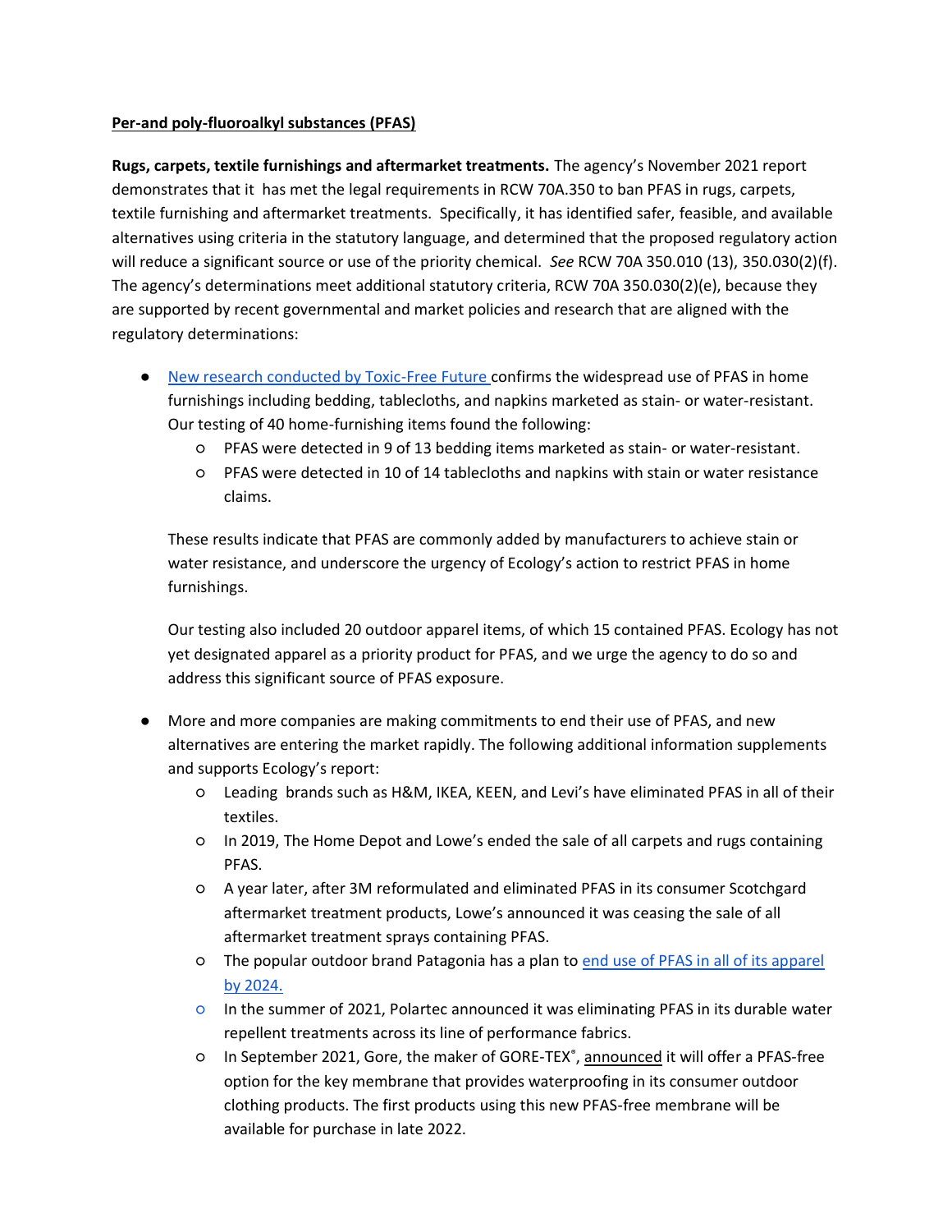**Per-and poly-fluoroalkyl substances (PFAS)**

**Rugs, carpets, textile furnishings and aftermarket treatments.** The agency's November 2021 report demonstrates that it has met the legal requirements in RCW 70A.350 to ban PFAS in rugs, carpets, textile furnishing and aftermarket treatments. Specifically, it has identified safer, feasible, and available alternatives using criteria in the statutory language, and determined that the proposed regulatory action will reduce a significant source or use of the priority chemical. *See* RCW 70A 350.010 (13), 350.030(2)(f). The agency's determinations meet additional statutory criteria, RCW 70A 350.030(2)(e), because they are supported by recent governmental and market policies and research that are aligned with the regulatory determinations:

- New research conducted by Toxic-Free Future confirms the widespread use of PFAS in home furnishings including bedding, tablecloths, and napkins marketed as stain- or water-resistant. Our testing of 40 home-furnishing items found the following:
  - PFAS were detected in 9 of 13 bedding items marketed as stain- or water-resistant.
  - PFAS were detected in 10 of 14 tablecloths and napkins with stain or water resistance claims.

  These results indicate that PFAS are commonly added by manufacturers to achieve stain or water resistance, and underscore the urgency of Ecology's action to restrict PFAS in home furnishings.

  Our testing also included 20 outdoor apparel items, of which 15 contained PFAS. Ecology has not yet designated apparel as a priority product for PFAS, and we urge the agency to do so and address this significant source of PFAS exposure.

- More and more companies are making commitments to end their use of PFAS, and new alternatives are entering the market rapidly. The following additional information supplements and supports Ecology's report:
  - Leading brands such as H&M, IKEA, KEEN, and Levi's have eliminated PFAS in all of their textiles.
  - In 2019, The Home Depot and Lowe's ended the sale of all carpets and rugs containing PFAS.
  - A year later, after 3M reformulated and eliminated PFAS in its consumer Scotchgard aftermarket treatment products, Lowe's announced it was ceasing the sale of all aftermarket treatment sprays containing PFAS.
  - The popular outdoor brand Patagonia has a plan to end use of PFAS in all of its apparel by 2024.
  - In the summer of 2021, Polartec announced it was eliminating PFAS in its durable water repellent treatments across its line of performance fabrics.
  - In September 2021, Gore, the maker of GORE-TEX®, announced it will offer a PFAS-free option for the key membrane that provides waterproofing in its consumer outdoor clothing products. The first products using this new PFAS-free membrane will be available for purchase in late 2022.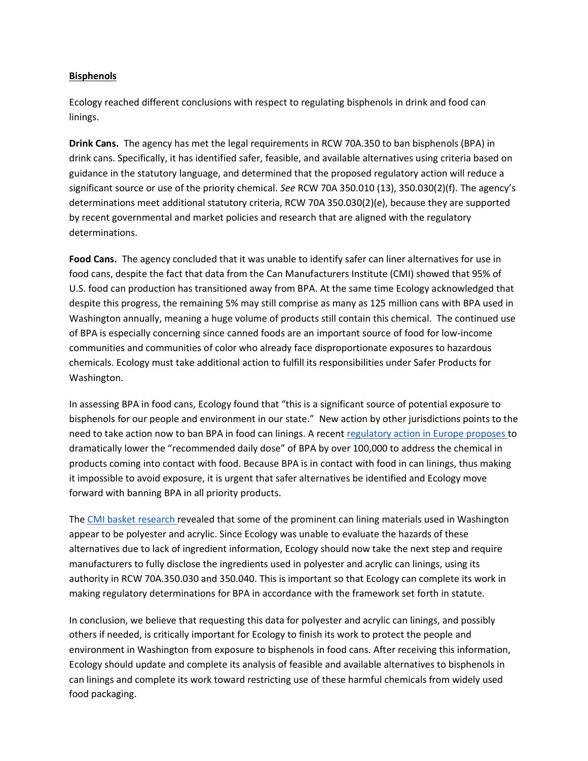**Bisphenols**

Ecology reached different conclusions with respect to regulating bisphenols in drink and food can linings.

**Drink Cans.** The agency has met the legal requirements in RCW 70A.350 to ban bisphenols (BPA) in drink cans. Specifically, it has identified safer, feasible, and available alternatives using criteria based on guidance in the statutory language, and determined that the proposed regulatory action will reduce a significant source or use of the priority chemical. *See* RCW 70A 350.010 (13), 350.030(2)(f). The agency's determinations meet additional statutory criteria, RCW 70A 350.030(2)(e), because they are supported by recent governmental and market policies and research that are aligned with the regulatory determinations.

**Food Cans.** The agency concluded that it was unable to identify safer can liner alternatives for use in food cans, despite the fact that data from the Can Manufacturers Institute (CMI) showed that 95% of U.S. food can production has transitioned away from BPA. At the same time Ecology acknowledged that despite this progress, the remaining 5% may still comprise as many as 125 million cans with BPA used in Washington annually, meaning a huge volume of products still contain this chemical. The continued use of BPA is especially concerning since canned foods are an important source of food for low-income communities and communities of color who already face disproportionate exposures to hazardous chemicals. Ecology must take additional action to fulfill its responsibilities under Safer Products for Washington.

In assessing BPA in food cans, Ecology found that "this is a significant source of potential exposure to bisphenols for our people and environment in our state." New action by other jurisdictions points to the need to take action now to ban BPA in food can linings. A recent [regulatory action in Europe proposes](#) to dramatically lower the "recommended daily dose" of BPA by over 100,000 to address the chemical in products coming into contact with food. Because BPA is in contact with food in can linings, thus making it impossible to avoid exposure, it is urgent that safer alternatives be identified and Ecology move forward with banning BPA in all priority products.

The [CMI basket research](#) revealed that some of the prominent can lining materials used in Washington appear to be polyester and acrylic. Since Ecology was unable to evaluate the hazards of these alternatives due to lack of ingredient information, Ecology should now take the next step and require manufacturers to fully disclose the ingredients used in polyester and acrylic can linings, using its authority in RCW 70A.350.030 and 350.040. This is important so that Ecology can complete its work in making regulatory determinations for BPA in accordance with the framework set forth in statute.

In conclusion, we believe that requesting this data for polyester and acrylic can linings, and possibly others if needed, is critically important for Ecology to finish its work to protect the people and environment in Washington from exposure to bisphenols in food cans. After receiving this information, Ecology should update and complete its analysis of feasible and available alternatives to bisphenols in can linings and complete its work toward restricting use of these harmful chemicals from widely used food packaging.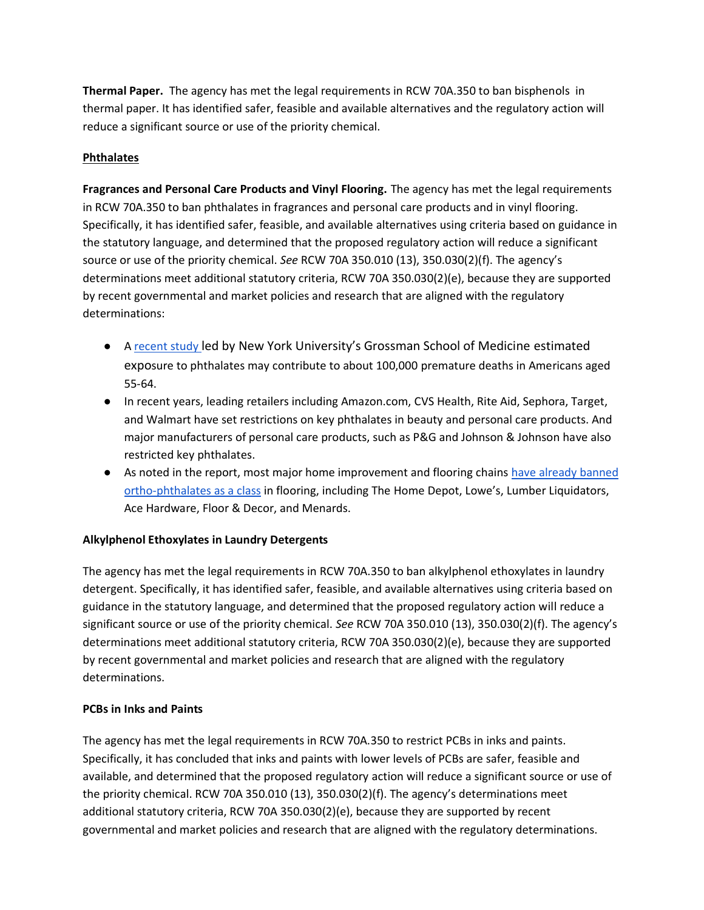**Thermal Paper.** The agency has met the legal requirements in RCW 70A.350 to ban bisphenols in thermal paper. It has identified safer, feasible and available alternatives and the regulatory action will reduce a significant source or use of the priority chemical.

**Phthalates**

**Fragrances and Personal Care Products and Vinyl Flooring.** The agency has met the legal requirements in RCW 70A.350 to ban phthalates in fragrances and personal care products and in vinyl flooring. Specifically, it has identified safer, feasible, and available alternatives using criteria based on guidance in the statutory language, and determined that the proposed regulatory action will reduce a significant source or use of the priority chemical. *See* RCW 70A 350.010 (13), 350.030(2)(f). The agency's determinations meet additional statutory criteria, RCW 70A 350.030(2)(e), because they are supported by recent governmental and market policies and research that are aligned with the regulatory determinations:

- A recent study led by New York University's Grossman School of Medicine estimated exposure to phthalates may contribute to about 100,000 premature deaths in Americans aged 55-64.
- In recent years, leading retailers including Amazon.com, CVS Health, Rite Aid, Sephora, Target, and Walmart have set restrictions on key phthalates in beauty and personal care products. And major manufacturers of personal care products, such as P&G and Johnson & Johnson have also restricted key phthalates.
- As noted in the report, most major home improvement and flooring chains have already banned ortho-phthalates as a class in flooring, including The Home Depot, Lowe's, Lumber Liquidators, Ace Hardware, Floor & Decor, and Menards.

**Alkylphenol Ethoxylates in Laundry Detergents**

The agency has met the legal requirements in RCW 70A.350 to ban alkylphenol ethoxylates in laundry detergent. Specifically, it has identified safer, feasible, and available alternatives using criteria based on guidance in the statutory language, and determined that the proposed regulatory action will reduce a significant source or use of the priority chemical. *See* RCW 70A 350.010 (13), 350.030(2)(f). The agency's determinations meet additional statutory criteria, RCW 70A 350.030(2)(e), because they are supported by recent governmental and market policies and research that are aligned with the regulatory determinations.

**PCBs in Inks and Paints**

The agency has met the legal requirements in RCW 70A.350 to restrict PCBs in inks and paints. Specifically, it has concluded that inks and paints with lower levels of PCBs are safer, feasible and available, and determined that the proposed regulatory action will reduce a significant source or use of the priority chemical. RCW 70A 350.010 (13), 350.030(2)(f). The agency's determinations meet additional statutory criteria, RCW 70A 350.030(2)(e), because they are supported by recent governmental and market policies and research that are aligned with the regulatory determinations.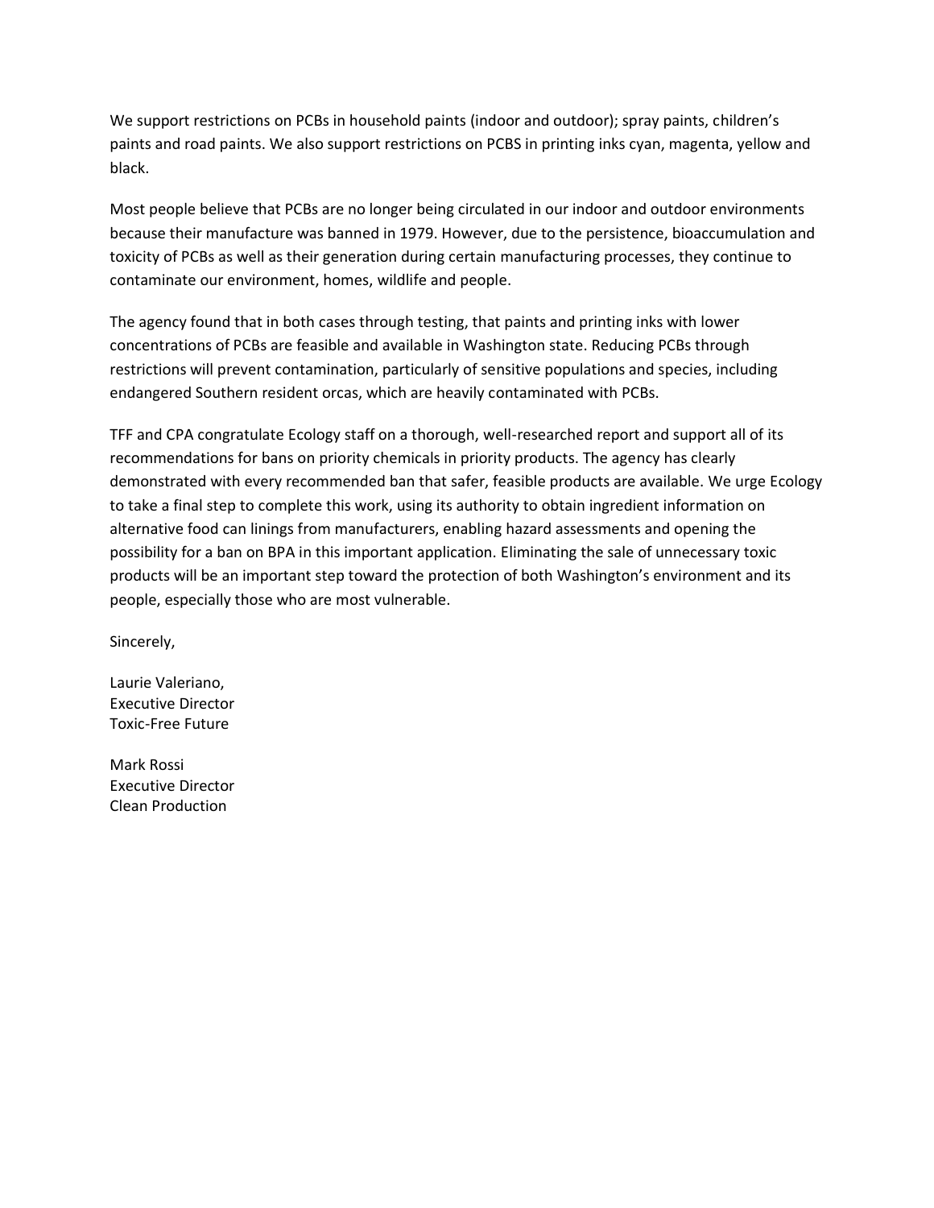We support restrictions on PCBs in household paints (indoor and outdoor); spray paints, children's paints and road paints. We also support restrictions on PCBS in printing inks cyan, magenta, yellow and black.

Most people believe that PCBs are no longer being circulated in our indoor and outdoor environments because their manufacture was banned in 1979. However, due to the persistence, bioaccumulation and toxicity of PCBs as well as their generation during certain manufacturing processes, they continue to contaminate our environment, homes, wildlife and people.

The agency found that in both cases through testing, that paints and printing inks with lower concentrations of PCBs are feasible and available in Washington state. Reducing PCBs through restrictions will prevent contamination, particularly of sensitive populations and species, including endangered Southern resident orcas, which are heavily contaminated with PCBs.

TFF and CPA congratulate Ecology staff on a thorough, well-researched report and support all of its recommendations for bans on priority chemicals in priority products. The agency has clearly demonstrated with every recommended ban that safer, feasible products are available. We urge Ecology to take a final step to complete this work, using its authority to obtain ingredient information on alternative food can linings from manufacturers, enabling hazard assessments and opening the possibility for a ban on BPA in this important application. Eliminating the sale of unnecessary toxic products will be an important step toward the protection of both Washington's environment and its people, especially those who are most vulnerable.

Sincerely,

Laurie Valeriano,
Executive Director
Toxic-Free Future

Mark Rossi
Executive Director
Clean Production